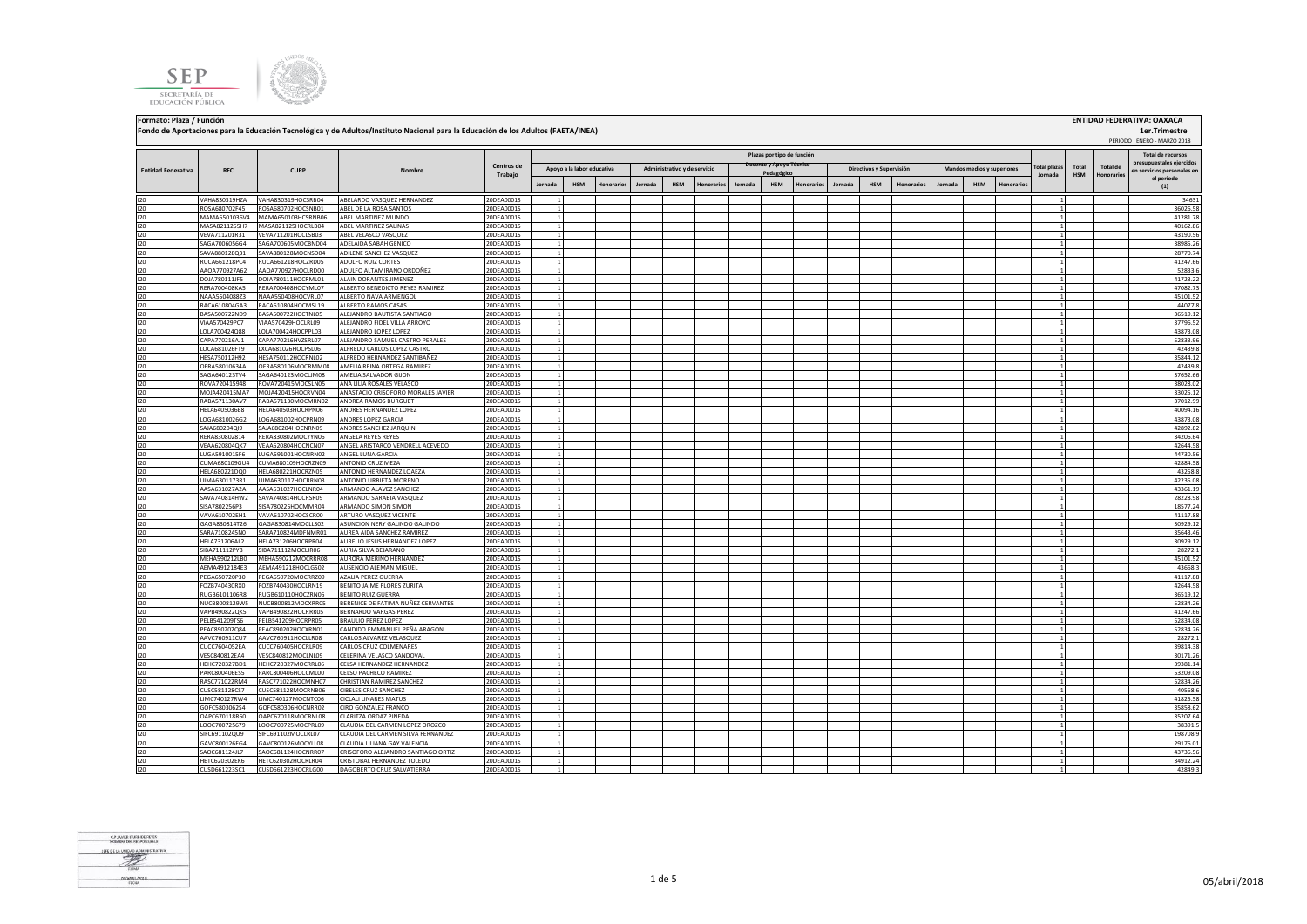**Formato: Plaza / Función**

**Fondo de Aportaciones para la Educación Tecnológica y de Adultos/Instituto Nacional para la Educación de los Adultos (FAETA/INEA)**

**ENTIDAD FEDERATIVA: OAXACA**

**1er.Trimestre**

PERIODO : ENERO - MARZO 2018

| Entidad Federativa | RFC | CURP | Nombre | Centros de Trabajo | Plazas por tipo de función | | | | | | | | | | | | | | | Total plazas Jornada | Total HSM | Total de Honorarios | Total de recursos presupuestales ejercidos en servicios personales en el periodo (1) |
|---|---|---|---|---|---|---|---|---|---|---|---|---|---|---|---|---|---|---|---|---|---|---|---|
| | | | | | Apoyo a la labor educativa | | | Administrativo y de servicio | | | Docente y Apoyo Técnico Pedagógico | | | Directivos y Supervisión | | | Mandos medios y superiores | | | | | | |
| | | | | | Jornada | HSM | Honorarios | Jornada | HSM | Honorarios | Jornada | HSM | Honorarios | Jornada | HSM | Honorarios | Jornada | HSM | Honorarios | | | | |
| I20 | VAHA830319HZA | VAHA830319HOCSRB04 | ABELARDO VASQUEZ HERNANDEZ | 20DEA0001S | 1 | | | | | | | | | | | | | | | 1 | | | 34631 |
| I20 | ROSA680702F45 | ROSA680702HOCSNB01 | ABEL DE LA ROSA SANTOS | 20DEA0001S | 1 | | | | | | | | | | | | | | | 1 | | | 36026.58 |
| I20 | MAMA6501036V4 | MAMA650103HCSRNB06 | ABEL MARTINEZ MUNDO | 20DEA0001S | 1 | | | | | | | | | | | | | | | 1 | | | 41281.78 |
| I20 | MASA8211255H7 | MASA821125HOCRLB04 | ABEL MARTINEZ SALINAS | 20DEA0001S | 1 | | | | | | | | | | | | | | | 1 | | | 40162.86 |
| I20 | VEVA711201R31 | VEVA711201HOCLSB03 | ABEL VELASCO VASQUEZ | 20DEA0001S | 1 | | | | | | | | | | | | | | | 1 | | | 43190.56 |
| I20 | SAGA7006056G4 | SAGA700605MOCBND04 | ADELAIDA SABAH GENICO | 20DEA0001S | 1 | | | | | | | | | | | | | | | 1 | | | 38985.26 |
| I20 | SAVA880128Q31 | SAVA880128MOCNSD04 | ADILENE SANCHEZ VASQUEZ | 20DEA0001S | 1 | | | | | | | | | | | | | | | 1 | | | 28770.74 |
| I20 | RUCA661218PC4 | RUCA661218HOCZRD05 | ADOLFO RUIZ CORTES | 20DEA0001S | 1 | | | | | | | | | | | | | | | 1 | | | 41247.66 |
| I20 | AAOA770927A62 | AAOA770927HOCLRD00 | ADULFO ALTAMIRANO ORDOÑEZ | 20DEA0001S | 1 | | | | | | | | | | | | | | | 1 | | | 52833.6 |
| I20 | DOJA780111JF5 | DOJA780111HOCRML01 | ALAIN DORANTES JIMENEZ | 20DEA0001S | 1 | | | | | | | | | | | | | | | 1 | | | 41723.22 |
| I20 | RERA700408KA5 | RERA700408HOCYML07 | ALBERTO BENEDICTO REYES RAMIREZ | 20DEA0001S | 1 | | | | | | | | | | | | | | | 1 | | | 47082.73 |
| I20 | NAAA5504088Z3 | NAAA550408HOCVRL07 | ALBERTO NAVA ARMENGOL | 20DEA0001S | 1 | | | | | | | | | | | | | | | 1 | | | 45101.52 |
| I20 | RACA610804GA3 | RACA610804HOCMSL19 | ALBERTO RAMOS CASAS | 20DEA0001S | 1 | | | | | | | | | | | | | | | 1 | | | 44077.8 |
| I20 | BASA500722ND9 | BASA500722HOCTNL05 | ALEJANDRO BAUTISTA SANTIAGO | 20DEA0001S | 1 | | | | | | | | | | | | | | | 1 | | | 36519.12 |
| I20 | VIAA570429PC7 | VIAA570429HOCLRL09 | ALEJANDRO FIDEL VILLA ARROYO | 20DEA0001S | 1 | | | | | | | | | | | | | | | 1 | | | 37796.52 |
| I20 | LOLA700424Q88 | LOLA700424HOCPPL03 | ALEJANDRO LOPEZ LOPEZ | 20DEA0001S | 1 | | | | | | | | | | | | | | | 1 | | | 43873.08 |
| I20 | CAPA770216AJ1 | CAPA770216HVZSRL07 | ALEJANDRO SAMUEL CASTRO PERALES | 20DEA0001S | 1 | | | | | | | | | | | | | | | 1 | | | 52833.96 |
| I20 | LOCA681026FT9 | LXCA681026HOCPSL06 | ALFREDO CARLOS LOPEZ CASTRO | 20DEA0001S | 1 | | | | | | | | | | | | | | | 1 | | | 42439.8 |
| I20 | HESA750112H92 | HESA750112HOCRNL02 | ALFREDO HERNANDEZ SANTIBAÑEZ | 20DEA0001S | 1 | | | | | | | | | | | | | | | 1 | | | 35844.12 |
| I20 | OERA58010634A | OERA580106MOCRMM08 | AMELIA REINA ORTEGA RAMIREZ | 20DEA0001S | 1 | | | | | | | | | | | | | | | 1 | | | 42439.8 |
| I20 | SAGA640123TV4 | SAGA640123MOCLIM08 | AMELIA SALVADOR GIJON | 20DEA0001S | 1 | | | | | | | | | | | | | | | 1 | | | 37652.66 |
| I20 | ROVA720415948 | ROVA720415MOCSLN05 | ANA LILIA ROSALES VELASCO | 20DEA0001S | 1 | | | | | | | | | | | | | | | 1 | | | 38028.02 |
| I20 | MOJA420415MA7 | MOJA420415HOCRVN04 | ANASTACIO CRISOFORO MORALES JAVIER | 20DEA0001S | 1 | | | | | | | | | | | | | | | 1 | | | 33025.12 |
| I20 | RABA571130AV7 | RABA571130MOCMRN02 | ANDREA RAMOS BURGUET | 20DEA0001S | 1 | | | | | | | | | | | | | | | 1 | | | 37012.99 |
| I20 | HELA6405036E8 | HELA640503HOCRPN06 | ANDRES HERNANDEZ LOPEZ | 20DEA0001S | 1 | | | | | | | | | | | | | | | 1 | | | 40094.16 |
| I20 | LOGA6810026G2 | LOGA681002HOCPRN09 | ANDRES LOPEZ GARCIA | 20DEA0001S | 1 | | | | | | | | | | | | | | | 1 | | | 43873.08 |
| I20 | SAJA680204QJ9 | SAJA680204HOCNRN09 | ANDRES SANCHEZ JARQUIN | 20DEA0001S | 1 | | | | | | | | | | | | | | | 1 | | | 42892.82 |
| I20 | RERA830802814 | RERA830802MOCYYN06 | ANGELA REYES REYES | 20DEA0001S | 1 | | | | | | | | | | | | | | | 1 | | | 34206.64 |
| I20 | VEAA620804QK7 | VEAA620804HOCNCN07 | ANGEL ARISTARCO VENDRELL ACEVEDO | 20DEA0001S | 1 | | | | | | | | | | | | | | | 1 | | | 42644.58 |
| I20 | LUGA5910015F6 | LUGA591001HOCNRN02 | ANGEL LUNA GARCIA | 20DEA0001S | 1 | | | | | | | | | | | | | | | 1 | | | 44730.56 |
| I20 | CUMA680109GU4 | CUMA680109HOCRZN09 | ANTONIO CRUZ MEZA | 20DEA0001S | 1 | | | | | | | | | | | | | | | 1 | | | 42884.58 |
| I20 | HELA680221DQ0 | HELA680221HOCRZN05 | ANTONIO HERNANDEZ LOAEZA | 20DEA0001S | 1 | | | | | | | | | | | | | | | 1 | | | 43258.8 |
| I20 | UIMA6301173R1 | UIMA630117HOCRRN03 | ANTONIO URBIETA MORENO | 20DEA0001S | 1 | | | | | | | | | | | | | | | 1 | | | 42235.08 |
| I20 | AASA631027A2A | AASA631027HOCLNR04 | ARMANDO ALAVEZ SANCHEZ | 20DEA0001S | 1 | | | | | | | | | | | | | | | 1 | | | 43361.19 |
| I20 | SAVA740814HW2 | SAVA740814HOCRSR09 | ARMANDO SARABIA VASQUEZ | 20DEA0001S | 1 | | | | | | | | | | | | | | | 1 | | | 28228.98 |
| I20 | SISA7802256P3 | SISA780225HOCMMR04 | ARMANDO SIMON SIMON | 20DEA0001S | 1 | | | | | | | | | | | | | | | 1 | | | 18577.24 |
| I20 | VAVA610702EH1 | VAVA610702HOCSCR00 | ARTURO VASQUEZ VICENTE | 20DEA0001S | 1 | | | | | | | | | | | | | | | 1 | | | 41117.88 |
| I20 | GAGA830814T26 | GAGA830814MOCLLS02 | ASUNCION NERY GALINDO GALINDO | 20DEA0001S | 1 | | | | | | | | | | | | | | | 1 | | | 30929.12 |
| I20 | SARA7108245N0 | SARA710824MDFNMR01 | AUREA AIDA SANCHEZ RAMIREZ | 20DEA0001S | 1 | | | | | | | | | | | | | | | 1 | | | 35643.46 |
| I20 | HELA731206AL2 | HELA731206HOCRPR04 | AURELIO JESUS HERNANDEZ LOPEZ | 20DEA0001S | 1 | | | | | | | | | | | | | | | 1 | | | 30929.12 |
| I20 | SIBA711112PY8 | SIBA711112MOCLJR06 | AURIA SILVA BEJARANO | 20DEA0001S | 1 | | | | | | | | | | | | | | | 1 | | | 28272.1 |
| I20 | MEHA590212LB0 | MEHA590212MOCRRR08 | AURORA MERINO HERNANDEZ | 20DEA0001S | 1 | | | | | | | | | | | | | | | 1 | | | 45101.52 |
| I20 | AEMA4912184E3 | AEMA491218HOCLGS02 | AUSENCIO ALEMAN MIGUEL | 20DEA0001S | 1 | | | | | | | | | | | | | | | 1 | | | 43668.3 |
| I20 | PEGA650720P30 | PEGA650720MOCRRZ09 | AZALIA PEREZ GUERRA | 20DEA0001S | 1 | | | | | | | | | | | | | | | 1 | | | 41117.88 |
| I20 | FOZB740430RX0 | FOZB740430HOCLRN19 | BENITO JAIME FLORES ZURITA | 20DEA0001S | 1 | | | | | | | | | | | | | | | 1 | | | 42644.58 |
| I20 | RUGB6101106R8 | RUGB610110HOCZRN06 | BENITO RUIZ GUERRA | 20DEA0001S | 1 | | | | | | | | | | | | | | | 1 | | | 36519.12 |
| I20 | NUCB8008129W5 | NUCB800812MOCXRR05 | BERENICE DE FATIMA NUÑEZ CERVANTES | 20DEA0001S | 1 | | | | | | | | | | | | | | | 1 | | | 52834.26 |
| I20 | VAPB490822QK5 | VAPB490822HOCRRR05 | BERNARDO VARGAS PEREZ | 20DEA0001S | 1 | | | | | | | | | | | | | | | 1 | | | 41247.66 |
| I20 | PELB541209TS6 | PELB541209HOCRPR05 | BRAULIO PEREZ LOPEZ | 20DEA0001S | 1 | | | | | | | | | | | | | | | 1 | | | 52834.08 |
| I20 | PEAC890202Q84 | PEAC890202HOCXRN01 | CANDIDO EMMANUEL PEÑA ARAGON | 20DEA0001S | 1 | | | | | | | | | | | | | | | 1 | | | 52834.26 |
| I20 | AAVC760911CU7 | AAVC760911HOCLLR08 | CARLOS ALVAREZ VELASQUEZ | 20DEA0001S | 1 | | | | | | | | | | | | | | | 1 | | | 28272.1 |
| I20 | CUCC7604052EA | CUCC760405HOCRLR09 | CARLOS CRUZ COLMENARES | 20DEA0001S | 1 | | | | | | | | | | | | | | | 1 | | | 39814.38 |
| I20 | VESC840812EA4 | VESC840812MOCLNL09 | CELERINA VELASCO SANDOVAL | 20DEA0001S | 1 | | | | | | | | | | | | | | | 1 | | | 30171.26 |
| I20 | HEHC720327BD1 | HEHC720327MOCRRL06 | CELSA HERNANDEZ HERNANDEZ | 20DEA0001S | 1 | | | | | | | | | | | | | | | 1 | | | 39381.14 |
| I20 | PARC800406ES5 | PARC800406HOCCML00 | CELSO PACHECO RAMIREZ | 20DEA0001S | 1 | | | | | | | | | | | | | | | 1 | | | 53209.08 |
| I20 | RASC771022RM4 | RASC771022HOCMNH07 | CHRISTIAN RAMIREZ SANCHEZ | 20DEA0001S | 1 | | | | | | | | | | | | | | | 1 | | | 52834.26 |
| I20 | CUSC581128CS7 | CUSC581128MOCRNB06 | CIBELES CRUZ SANCHEZ | 20DEA0001S | 1 | | | | | | | | | | | | | | | 1 | | | 40568.6 |
| I20 | LIMC740127RW4 | LIMC740127MOCNTC06 | CICLALI LINARES MATUS | 20DEA0001S | 1 | | | | | | | | | | | | | | | 1 | | | 41825.58 |
| I20 | GOFC580306254 | GOFC580306HOCNRR02 | CIRO GONZALEZ FRANCO | 20DEA0001S | 1 | | | | | | | | | | | | | | | 1 | | | 35858.62 |
| I20 | OAPC670118R60 | OAPC670118MOCRNL08 | CLARITZA ORDAZ PINEDA | 20DEA0001S | 1 | | | | | | | | | | | | | | | 1 | | | 35207.64 |
| I20 | LOOC700725679 | LOOC700725MOCPRL09 | CLAUDIA DEL CARMEN LOPEZ OROZCO | 20DEA0001S | 1 | | | | | | | | | | | | | | | 1 | | | 38391.5 |
| I20 | SIFC691102QU9 | SIFC691102MOCLRL07 | CLAUDIA DEL CARMEN SILVA FERNANDEZ | 20DEA0001S | 1 | | | | | | | | | | | | | | | 1 | | | 198708.9 |
| I20 | GAVC800126EG4 | GAVC800126MOCYLL08 | CLAUDIA LILIANA GAY VALENCIA | 20DEA0001S | 1 | | | | | | | | | | | | | | | 1 | | | 29176.01 |
| I20 | SAOC681124JL7 | SAOC681124HOCNRR07 | CRISOFORO ALEJANDRO SANTIAGO ORTIZ | 20DEA0001S | 1 | | | | | | | | | | | | | | | 1 | | | 43736.56 |
| I20 | HETC620302EK6 | HETC620302HOCRLR04 | CRISTOBAL HERNANDEZ TOLEDO | 20DEA0001S | 1 | | | | | | | | | | | | | | | 1 | | | 34912.24 |
| I20 | CUSD661223SC1 | CUSD661223HOCRLG00 | DAGOBERTO CRUZ SALVATIERRA | 20DEA0001S | 1 | | | | | | | | | | | | | | | 1 | | | 42849.3 |

05/abril/2018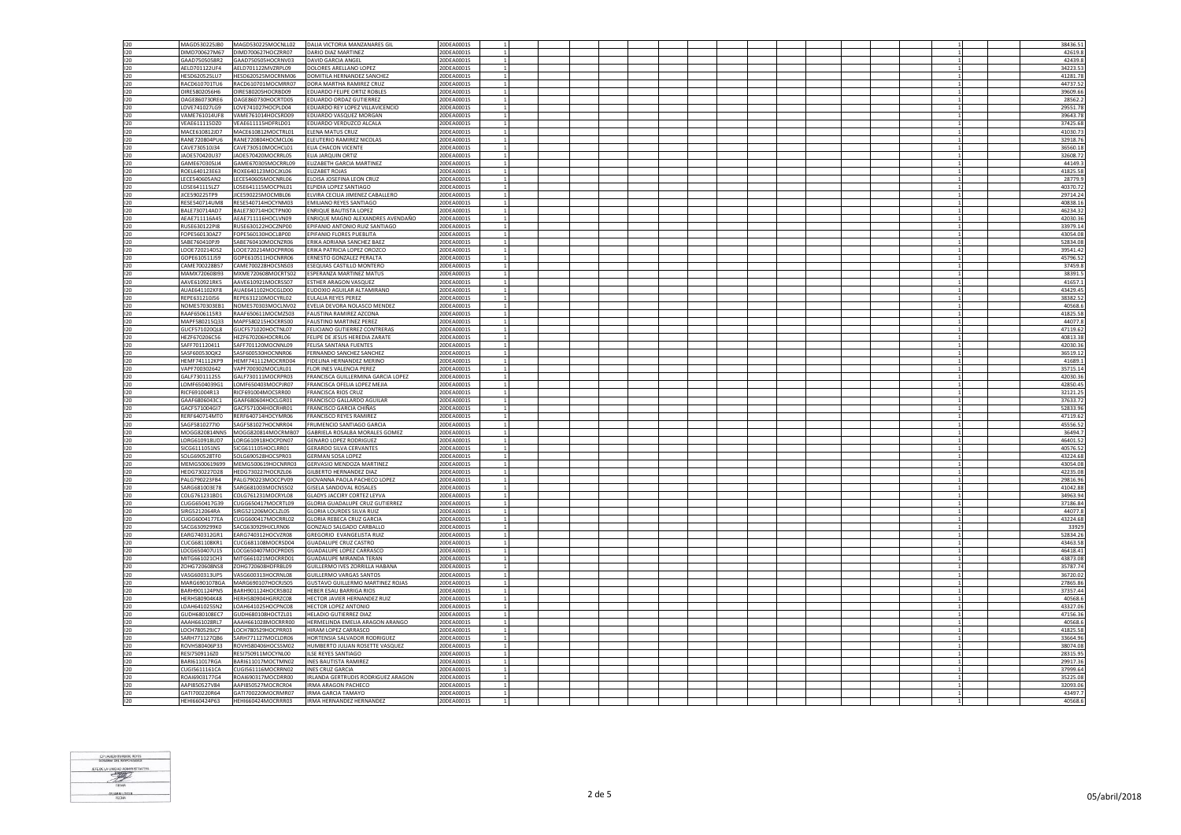| | | | | | | | | | | | | | | | | | | | |
|---|---|---|---|---|---|---|---|---|---|---|---|---|---|---|---|---|---|---|---|
| I20 | MAGD530225JB0 | MAGD530225MOCNLL02 | DALIA VICTORIA MANZANARES GIL | 20DEA0001S | 1 | | | | | | | | | | | | 1 | | 38436.51 |
| I20 | DIMD700627M67 | DIMD700627HOCZRR07 | DARIO DIAZ MARTINEZ | 20DEA0001S | 1 | | | | | | | | | | | | 1 | | 42619.8 |
| I20 | GAAD7505058R2 | GAAD750505HOCRNV03 | DAVID GARCIA ANGEL | 20DEA0001S | 1 | | | | | | | | | | | | 1 | | 42439.8 |
| I20 | AELD701122UF4 | AELD701122MVZRPL09 | DOLORES ARELLANO LOPEZ | 20DEA0001S | 1 | | | | | | | | | | | | 1 | | 34223.53 |
| I20 | HESD620525LU7 | HESD620525MOCRNM06 | DOMITILA HERNANDEZ SANCHEZ | 20DEA0001S | 1 | | | | | | | | | | | | 1 | | 41281.78 |
| I20 | RACD610701TU6 | RACD610701MOCMRR07 | DORA MARTHA RAMIREZ CRUZ | 20DEA0001S | 1 | | | | | | | | | | | | 1 | | 44737.52 |
| I20 | OIRE5802056H6 | OIRE580205HOCRBD09 | EDUARDO FELIPE ORTIZ ROBLES | 20DEA0001S | 1 | | | | | | | | | | | | 1 | | 39609.66 |
| I20 | OAGE860730RE6 | OAGE860730HOCRTD05 | EDUARDO ORDAZ GUTIERREZ | 20DEA0001S | 1 | | | | | | | | | | | | 1 | | 28562.2 |
| I20 | LOVE741027LG9 | LOVE741027HOCPLD04 | EDUARDO REY LOPEZ VILLAVICENCIO | 20DEA0001S | 1 | | | | | | | | | | | | 1 | | 29551.78 |
| I20 | VAME761014UF8 | VAME761014HOCSRD09 | EDUARDO VASQUEZ MORGAN | 20DEA0001S | 1 | | | | | | | | | | | | 1 | | 39643.78 |
| I20 | VEAE611115DZ0 | VEAE611115HDFRLD01 | EDUARDO VERDUZCO ALCALA | 20DEA0001S | 1 | | | | | | | | | | | | 1 | | 37425.68 |
| I20 | MACE610812JD7 | MACE610812MOCTRL01 | ELENA MATUS CRUZ | 20DEA0001S | 1 | | | | | | | | | | | | 1 | | 41030.73 |
| I20 | RANE720804PU6 | RANE720804HOCMCL06 | ELEUTERIO RAMIREZ NICOLAS | 20DEA0001S | 1 | | | | | | | | | | | | 1 | | 32918.76 |
| I20 | CAVE730510J34 | CAVE730510MOCHCL01 | ELIA CHACON VICENTE | 20DEA0001S | 1 | | | | | | | | | | | | 1 | | 36560.18 |
| I20 | JAOE570420U37 | JAOE570420MOCRRL05 | ELIA JARQUIN ORTIZ | 20DEA0001S | 1 | | | | | | | | | | | | 1 | | 32608.72 |
| I20 | GAME670305IJ4 | GAME670305MOCRRL09 | ELIZABETH GARCIA MARTINEZ | 20DEA0001S | 1 | | | | | | | | | | | | 1 | | 44349.3 |
| I20 | ROEL640123E63 | ROXE640123MOCJXL06 | ELIZABET ROJAS | 20DEA0001S | 1 | | | | | | | | | | | | 1 | | 41825.58 |
| I20 | LECE540605AN2 | LECE540605MOCNRL06 | ELOISA JOSEFINA LEON CRUZ | 20DEA0001S | 1 | | | | | | | | | | | | 1 | | 28779.9 |
| I20 | LOSE641115LZ7 | LOSE641115MOCPNL01 | ELPIDIA LOPEZ SANTIAGO | 20DEA0001S | 1 | | | | | | | | | | | | 1 | | 40370.72 |
| I20 | JICE590225TP9 | JICE590225MOCMBL06 | ELVIRA CECILIA JIMENEZ CABALLERO | 20DEA0001S | 1 | | | | | | | | | | | | 1 | | 29714.24 |
| I20 | RESE540714UM8 | RESE540714HOCYNM03 | EMILIANO REYES SANTIAGO | 20DEA0001S | 1 | | | | | | | | | | | | 1 | | 40838.16 |
| I20 | BALE730714AD7 | BALE730714HOCTPN00 | ENRIQUE BAUTISTA LOPEZ | 20DEA0001S | 1 | | | | | | | | | | | | 1 | | 46234.32 |
| I20 | AEAE711116A45 | AEAE711116HOCLVN09 | ENRIQUE MAGNO ALEXANDRES AVENDAÑO | 20DEA0001S | 1 | | | | | | | | | | | | 1 | | 42030.36 |
| I20 | RUSE630122PI8 | RUSE630122HOCZNP00 | EPIFANIO ANTONIO RUIZ SANTIAGO | 20DEA0001S | 1 | | | | | | | | | | | | 1 | | 33979.14 |
| I20 | FOPE560130AZ7 | FOPE560130HOCLBP00 | EPIFANIO FLORES PUEBLITA | 20DEA0001S | 1 | | | | | | | | | | | | 1 | | 43054.08 |
| I20 | SABE760410PJ9 | SABE760410MOCNZR06 | ERIKA ADRIANA SANCHEZ BAEZ | 20DEA0001S | 1 | | | | | | | | | | | | 1 | | 52834.08 |
| I20 | LOOE720214DS2 | LOOE720214MOCPRR06 | ERIKA PATRICIA LOPEZ OROZCO | 20DEA0001S | 1 | | | | | | | | | | | | 1 | | 39541.42 |
| I20 | GOPE610511J59 | GOPE610511HOCNRR06 | ERNESTO GONZALEZ PERALTA | 20DEA0001S | 1 | | | | | | | | | | | | 1 | | 45796.52 |
| I20 | CAME700228B57 | CAME700228HOCSNS03 | ESEQUIAS CASTILLO MONTERO | 20DEA0001S | 1 | | | | | | | | | | | | 1 | | 37459.8 |
| I20 | MAMX720608I93 | MXME720608MOCRTS02 | ESPERANZA MARTINEZ MATUS | 20DEA0001S | 1 | | | | | | | | | | | | 1 | | 38391.5 |
| I20 | AAVE610921RK5 | AAVE610921MOCRSS07 | ESTHER ARAGON VASQUEZ | 20DEA0001S | 1 | | | | | | | | | | | | 1 | | 41657.1 |
| I20 | AUAE641102KF8 | AUAE641102HOCGLD00 | EUDOXIO AGUILAR ALTAMIRANO | 20DEA0001S | 1 | | | | | | | | | | | | 1 | | 43429.45 |
| I20 | REPE631210JS6 | REPE631210MOCYRL02 | EULALIA REYES PEREZ | 20DEA0001S | 1 | | | | | | | | | | | | 1 | | 38382.52 |
| I20 | NOME570303EB1 | NOME570303MOCLNV02 | EVELIA DEVORA NOLASCO MENDEZ | 20DEA0001S | 1 | | | | | | | | | | | | 1 | | 40568.6 |
| I20 | RAAF6506115R3 | RAAF650611MOCMZS03 | FAUSTINA RAMIREZ AZCONA | 20DEA0001S | 1 | | | | | | | | | | | | 1 | | 41825.58 |
| I20 | MAPF580215Q33 | MAPF580215HOCRRS00 | FAUSTINO MARTINEZ PEREZ | 20DEA0001S | 1 | | | | | | | | | | | | 1 | | 44077.8 |
| I20 | GUCF571020QL8 | GUCF571020HOCTNL07 | FELICIANO GUTIERREZ CONTRERAS | 20DEA0001S | 1 | | | | | | | | | | | | 1 | | 47119.62 |
| I20 | HEZF670206CS6 | HEZF670206HOCRRL06 | FELIPE DE JESUS HEREDIA ZARATE | 20DEA0001S | 1 | | | | | | | | | | | | 1 | | 40813.38 |
| I20 | SAFF701120411 | SAFF701120MOCNNL09 | FELISA SANTANA FUENTES | 20DEA0001S | 1 | | | | | | | | | | | | 1 | | 42030.36 |
| I20 | SASF600530QK2 | SASF600530HOCNNR06 | FERNANDO SANCHEZ SANCHEZ | 20DEA0001S | 1 | | | | | | | | | | | | 1 | | 36519.12 |
| I20 | HEMF741112KP9 | HEMF741112MOCRRD04 | FIDELINA HERNANDEZ MERINO | 20DEA0001S | 1 | | | | | | | | | | | | 1 | | 41689.1 |
| I20 | VAPF700302642 | VAPF700302MOCLRL01 | FLOR INES VALENCIA PEREZ | 20DEA0001S | 1 | | | | | | | | | | | | 1 | | 35715.14 |
| I20 | GALF7301112S5 | GALF730111MOCRPR03 | FRANCISCA GUILLERMINA GARCIA LOPEZ | 20DEA0001S | 1 | | | | | | | | | | | | 1 | | 42030.36 |
| I20 | LOMF6504039G1 | LOMF650403MOCPJR07 | FRANCISCA OFELIA LOPEZ MEJIA | 20DEA0001S | 1 | | | | | | | | | | | | 1 | | 42850.45 |
| I20 | RICF691004R13 | RICF691004MOCSRR00 | FRANCISCA RIOS CRUZ | 20DEA0001S | 1 | | | | | | | | | | | | 1 | | 32121.25 |
| I20 | GAAF6806043C1 | GAAF680604HOCLGR01 | FRANCISCO GALLARDO AGUILAR | 20DEA0001S | 1 | | | | | | | | | | | | 1 | | 37633.72 |
| I20 | GACF571004GI7 | GACF571004HOCRHR01 | FRANCISCO GARCIA CHIÑAS | 20DEA0001S | 1 | | | | | | | | | | | | 1 | | 52833.96 |
| I20 | RERF640714MT0 | RERF640714HOCYMR06 | FRANCISCO REYES RAMIREZ | 20DEA0001S | 1 | | | | | | | | | | | | 1 | | 47119.62 |
| I20 | SAGF5810277I0 | SAGF581027HOCNRR04 | FRUMENCIO SANTIAGO GARCIA | 20DEA0001S | 1 | | | | | | | | | | | | 1 | | 45556.52 |
| I20 | MOGG820814NN5 | MOGG820814MOCRMB07 | GABRIELA ROSALBA MORALES GOMEZ | 20DEA0001S | 1 | | | | | | | | | | | | 1 | | 36494.7 |
| I20 | LORG610918UD7 | LORG610918HOCPDN07 | GENARO LOPEZ RODRIGUEZ | 20DEA0001S | 1 | | | | | | | | | | | | 1 | | 46401.52 |
| I20 | SICG611105JN5 | SICG611105HOCLRR01 | GERARDO SILVA CERVANTES | 20DEA0001S | 1 | | | | | | | | | | | | 1 | | 40576.52 |
| I20 | SOLG690528TF0 | SOLG690528HOCSPR03 | GERMAN SOSA LOPEZ | 20DEA0001S | 1 | | | | | | | | | | | | 1 | | 43224.68 |
| I20 | MEMG500619699 | MEMG500619HOCNRR03 | GERVASIO MENDOZA MARTINEZ | 20DEA0001S | 1 | | | | | | | | | | | | 1 | | 43054.08 |
| I20 | HEDG730227D28 | HEDG730227HOCRZL06 | GILBERTO HERNANDEZ DIAZ | 20DEA0001S | 1 | | | | | | | | | | | | 1 | | 42235.08 |
| I20 | PALG790223FB4 | PALG790223MOCCPV09 | GIOVANNA PAOLA PACHECO LOPEZ | 20DEA0001S | 1 | | | | | | | | | | | | 1 | | 29816.96 |
| I20 | SARG681003E78 | SARG681003MOCNSS02 | GISELA SANDOVAL ROSALES | 20DEA0001S | 1 | | | | | | | | | | | | 1 | | 41042.88 |
| I20 | COLG761231BD1 | COLG761231MOCRYL08 | GLADYS JACCIRY CORTEZ LEYVA | 20DEA0001S | 1 | | | | | | | | | | | | 1 | | 34963.94 |
| I20 | CUGG650417G39 | CUGG650417MOCRTL09 | GLORIA GUADALUPE CRUZ GUTIERREZ | 20DEA0001S | 1 | | | | | | | | | | | | 1 | | 37186.84 |
| I20 | SIRG5212064RA | SIRG521206MOCLZL05 | GLORIA LOURDES SILVA RUIZ | 20DEA0001S | 1 | | | | | | | | | | | | 1 | | 44077.8 |
| I20 | CUGG6004177EA | CUGG600417MOCRRL02 | GLORIA REBECA CRUZ GARCIA | 20DEA0001S | 1 | | | | | | | | | | | | 1 | | 43224.68 |
| I20 | SACG6309299K0 | SACG630929HJCLRN06 | GONZALO SALGADO CARBALLO | 20DEA0001S | 1 | | | | | | | | | | | | 1 | | 33929 |
| I20 | EARG740312GR1 | EARG740312HOCVZR08 | GREGORIO EVANGELISTA RUIZ | 20DEA0001S | 1 | | | | | | | | | | | | 1 | | 52834.26 |
| I20 | CUCG681108KR1 | CUCG681108MOCRSD04 | GUADALUPE CRUZ CASTRO | 20DEA0001S | 1 | | | | | | | | | | | | 1 | | 43463.58 |
| I20 | LOCG650407U15 | LOCG650407MOCPRD05 | GUADALUPE LOPEZ CARRASCO | 20DEA0001S | 1 | | | | | | | | | | | | 1 | | 46418.41 |
| I20 | MITG661021CH3 | MITG661021MOCRRD01 | GUADALUPE MIRANDA TERAN | 20DEA0001S | 1 | | | | | | | | | | | | 1 | | 43873.08 |
| I20 | ZOHG720608NS8 | ZOHG720608HDFRBL09 | GUILLERMO IVES ZORRILLA HABANA | 20DEA0001S | 1 | | | | | | | | | | | | 1 | | 35787.74 |
| I20 | VASG600313UP5 | VASG600313HOCRNL08 | GUILLERMO VARGAS SANTOS | 20DEA0001S | 1 | | | | | | | | | | | | 1 | | 36720.02 |
| I20 | MARG6901078GA | MARG690107HOCRJS05 | GUSTAVO GUILLERMO MARTINEZ ROJAS | 20DEA0001S | 1 | | | | | | | | | | | | 1 | | 27865.86 |
| I20 | BARH901124PN5 | BARH901124HOCRSB02 | HEBER ESAU BARRIGA RIOS | 20DEA0001S | 1 | | | | | | | | | | | | 1 | | 37357.44 |
| I20 | HERH580904K48 | HERH580904HGRRZC08 | HECTOR JAVIER HERNANDEZ RUIZ | 20DEA0001S | 1 | | | | | | | | | | | | 1 | | 40568.6 |
| I20 | LOAH641025SN2 | LOAH641025HOCPNC08 | HECTOR LOPEZ ANTONIO | 20DEA0001S | 1 | | | | | | | | | | | | 1 | | 43327.06 |
| I20 | GUDH680108EC7 | GUDH680108HOCTZL01 | HELADIO GUTIERREZ DIAZ | 20DEA0001S | 1 | | | | | | | | | | | | 1 | | 47156.36 |
| I20 | AAAH661028RL7 | AAAH661028MOCRRR00 | HERMELINDA EMELIA ARAGON ARANGO | 20DEA0001S | 1 | | | | | | | | | | | | 1 | | 40568.6 |
| I20 | LOCH780529JC7 | LOCH780529HOCPRR03 | HIRAM LOPEZ CARRASCO | 20DEA0001S | 1 | | | | | | | | | | | | 1 | | 41825.58 |
| I20 | SARH771127QB6 | SARH771127MOCLDR06 | HORTENSIA SALVADOR RODRIGUEZ | 20DEA0001S | 1 | | | | | | | | | | | | 1 | | 33664.96 |
| I20 | ROVH580406P33 | ROVH580406HOCSSM02 | HUMBERTO JULIAN ROSETTE VASQUEZ | 20DEA0001S | 1 | | | | | | | | | | | | 1 | | 38074.08 |
| I20 | RESI7509116Z0 | RESI750911MOCYNL00 | ILSE REYES SANTIAGO | 20DEA0001S | 1 | | | | | | | | | | | | 1 | | 28315.95 |
| I20 | BARI611017RGA | BARI611017MOCTMN02 | INES BAUTISTA RAMIREZ | 20DEA0001S | 1 | | | | | | | | | | | | 1 | | 29917.36 |
| I20 | CUGI5611161CA | CUGI561116MOCRRN02 | INES CRUZ GARCIA | 20DEA0001S | 1 | | | | | | | | | | | | 1 | | 37999.64 |
| I20 | ROAI6903177G4 | ROAI690317MOCDRR00 | IRLANDA GERTRUDIS RODRIGUEZ ARAGON | 20DEA0001S | 1 | | | | | | | | | | | | 1 | | 35225.08 |
| I20 | AAPI850527V84 | AAPI850527MOCRCR04 | IRMA ARAGON PACHECO | 20DEA0001S | 1 | | | | | | | | | | | | 1 | | 32093.06 |
| I20 | GATI700220R64 | GATI700220MOCRMR07 | IRMA GARCIA TAMAYO | 20DEA0001S | 1 | | | | | | | | | | | | 1 | | 43497.7 |
| I20 | HEHI660424P63 | HEHI660424MOCRRR03 | IRMA HERNANDEZ HERNANDEZ | 20DEA0001S | 1 | | | | | | | | | | | | 1 | | 40568.6 |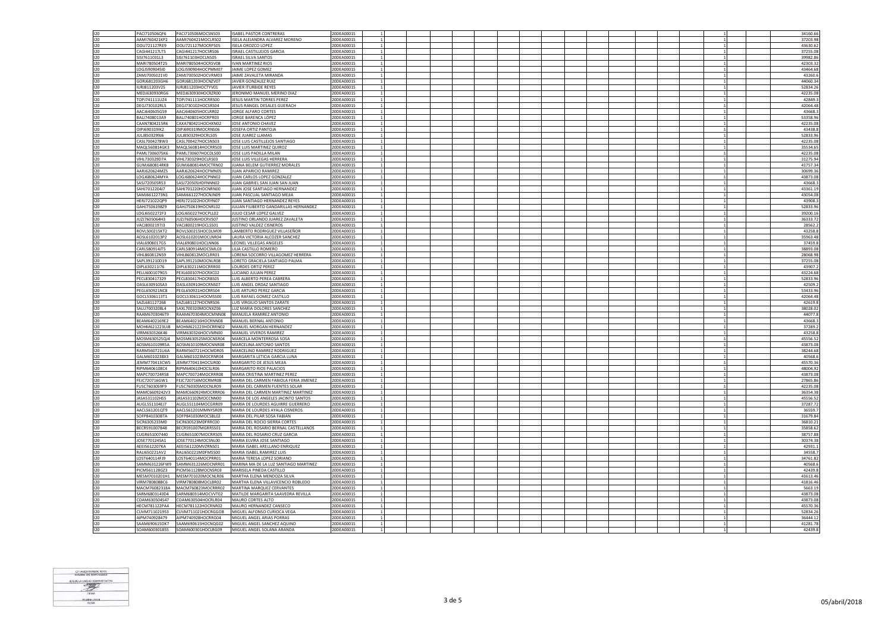| | | | | | | | | | | | | | | | | | | |
|---|---|---|---|---|---|---|---|---|---|---|---|---|---|---|---|---|---|---|
| I20 | PACI710506QF6 | PACI710506MOCSNS03 | ISABEL PASTOR CONTRERAS | 20DEA0001S | 1 | | | | | | | | | | | | 1 | 34160.66 |
| I20 | AAMI760421KP2 | AAMI760421MOCLRS02 | ISELA ALEJANDRA ALVAREZ MORENO | 20DEA0001S | 1 | | | | | | | | | | | | 1 | 37203.98 |
| I20 | OOLI721127RE9 | OOLI721127MOCRPS05 | ISELA OROZCO LOPEZ | 20DEA0001S | 1 | | | | | | | | | | | | 1 | 43630.62 |
| I20 | CAGI441217LT5 | CAGI441217HOCSRS06 | ISRAEL CASTILLEJOS GARCIA | 20DEA0001S | 1 | | | | | | | | | | | | 1 | 37255.08 |
| I20 | SISI7611031L3 | SISI761103HOCLNS05 | ISRAEL SILVA SANTOS | 20DEA0001S | 1 | | | | | | | | | | | | 1 | 39982.86 |
| I20 | MARI780504T25 | MARI780504HOCRSV08 | IVAN MARTINEZ RIOS | 20DEA0001S | 1 | | | | | | | | | | | | 1 | 42303.32 |
| I20 | LOGJ590904SI0 | LOGJ590904HOCPMM07 | JAIME LOPEZ GOMEZ | 20DEA0001S | 1 | | | | | | | | | | | | 1 | 43464.68 |
| I20 | ZAMJ7005021V0 | ZAMJ700502HOCVRM03 | JAIME ZAVALETA MIRANDA | 20DEA0001S | 1 | | | | | | | | | | | | 1 | 43260.6 |
| I20 | GORJ681203GH6 | GORJ681203HOCNZV07 | JAVIER GONZALEZ RUIZ | 20DEA0001S | 1 | | | | | | | | | | | | 1 | 44060.34 |
| I20 | IURJ811203V25 | IURJ811203HOCTYV01 | JAVIER ITURBIDE REYES | 20DEA0001S | 1 | | | | | | | | | | | | 1 | 52834.26 |
| I20 | MEDJ630930RG6 | MEDJ630930HOCRZR00 | JERONIMO MANUEL MERINO DIAZ | 20DEA0001S | 1 | | | | | | | | | | | | 1 | 42235.08 |
| I20 | TOPJ741111UZ4 | TOPJ741111HOCRRS00 | JESUS MARTIN TORRES PEREZ | 20DEA0001S | 1 | | | | | | | | | | | | 1 | 42849.3 |
| I20 | DEGJ730102RL5 | DEGJ730102HOCSRS04 | JESUS RANGEL DESALES GUERACH | 20DEA0001S | 1 | | | | | | | | | | | | 1 | 42064.48 |
| I20 | AACJ640605G59 | AACJ640605HOCLRR02 | JORGE ALFARO CORTES | 20DEA0001S | 1 | | | | | | | | | | | | 1 | 43668.3 |
| I20 | BALJ7408013A9 | BALJ740801HOCRPR03 | JORGE BARENCA LÓPEZ | 20DEA0001S | 1 | | | | | | | | | | | | 1 | 53358.96 |
| I20 | CAXA7804215R6 | CAXA780421HOCHXN02 | JOSE ANTONIO CHAVEZ | 20DEA0001S | 1 | | | | | | | | | | | | 1 | 42235.08 |
| I20 | OIPJ690319IK2 | OIPJ690319MOCRNS06 | JOSEFA ORTIZ PANTOJA | 20DEA0001S | 1 | | | | | | | | | | | | 1 | 43438.8 |
| I20 | JULJ850329916 | JULJ850329HOCRLS05 | JOSE JUAREZ LLAMAS | 20DEA0001S | 1 | | | | | | | | | | | | 1 | 52833.96 |
| I20 | CASL7004278W3 | CASL700427HOCSNS03 | JOSE LUIS CASTILLEJOS SANTIAGO | 20DEA0001S | 1 | | | | | | | | | | | | 1 | 42235.08 |
| I20 | MAQL560814GK3 | MAQL560814HOCRRS03 | JOSE LUIS MARTINEZ QUIROZ | 20DEA0001S | 1 | | | | | | | | | | | | 1 | 35534.65 |
| I20 | PAML7306075K6 | PAML730607HOCDLS00 | JOSE LUIS PADILLA MILAN | 20DEA0001S | 1 | | | | | | | | | | | | 1 | 42235.08 |
| I20 | VIHL730329D7A | VIHL730329HOCLRS03 | JOSE LUIS VILLEGAS HERRERA | 20DEA0001S | 1 | | | | | | | | | | | | 1 | 31275.94 |
| I20 | GUMJ680814RK8 | GUMJ680814MOCTRN02 | JUANA BELEM GUTIERREZ MORALES | 20DEA0001S | 1 | | | | | | | | | | | | 1 | 41757.34 |
| I20 | AARJ620624MZ5 | AARJ620624HOCPMN05 | JUAN APARICIO RAMIREZ | 20DEA0001S | 1 | | | | | | | | | | | | 1 | 30699.36 |
| I20 | LOGJ680624MYA | LOGJ680624HOCPNN02 | JUAN CARLOS LOPEZ GONZALEZ | 20DEA0001S | 1 | | | | | | | | | | | | 1 | 43873.08 |
| I20 | SASJ720505R53 | SASJ720505HDFNNN02 | JUAN GABRIEL SAN JUAN SAN JUAN | 20DEA0001S | 1 | | | | | | | | | | | | 1 | 43668.3 |
| I20 | SAHJ7012204J7 | SAHJ701220HOCNRN00 | JUAN JOSE SANTIAGO HERNANDEZ | 20DEA0001S | 1 | | | | | | | | | | | | 1 | 43361.19 |
| I20 | SAMJ6612273N1 | SAMJ661227HOCNJN09 | JUAN PASCUAL SANTIAGO MEJIA | 20DEA0001S | 1 | | | | | | | | | | | | 1 | 43054.08 |
| I20 | HERJ721022QP9 | HERJ721022HOCRYN07 | JUAN SANTIAGO HERNANDEZ REYES | 20DEA0001S | 1 | | | | | | | | | | | | 1 | 43908.3 |
| I20 | GAHJ750619829 | GAHJ750619HOCNRL02 | JULIAN FILIBERTO GANDARILLAS HERNANDEZ | 20DEA0001S | 1 | | | | | | | | | | | | 1 | 52833.96 |
| I20 | LOGJ6502272F3 | LOGJ650227HOCPLL02 | JULIO CESAR LOPEZ GALVEZ | 20DEA0001S | 1 | | | | | | | | | | | | 1 | 39200.16 |
| I20 | JUZJ7605064H3 | JUZJ760506HOCRVS07 | JUSTINO ORLANDO JUAREZ ZAVALETA | 20DEA0001S | 1 | | | | | | | | | | | | 1 | 36333.72 |
| I20 | VACJ8002197J3 | VACJ800219HOCLSS01 | JUSTINO VALDEZ CISNEROS | 20DEA0001S | 1 | | | | | | | | | | | | 1 | 28562.2 |
| I20 | ROVL500215KT2 | ROVL500215HOCDLM09 | LAMBERTO RODRIGUEZ VILLASEÑOR | 20DEA0001S | 1 | | | | | | | | | | | | 1 | 43258.8 |
| I20 | AOSL6102013P2 | AOSL610201MOCLNR04 | LAURA VICTORIA ALCOZER SANCHEZ | 20DEA0001S | 1 | | | | | | | | | | | | 1 | 35963.48 |
| I20 | VIAL6908017G5 | VIAL690801HOCLNN06 | LEONEL VILLEGAS ANGELES | 20DEA0001S | 1 | | | | | | | | | | | | 1 | 37459.8 |
| I20 | CARL580914JT5 | CARL580914MOCSML03 | LILIA CASTILLO ROMERO | 20DEA0001S | 1 | | | | | | | | | | | | 1 | 38893.08 |
| I20 | VIHL860812N59 | VIHL860812MOCLRR01 | LORENA SOCORRO VILLAGOMEZ HERRERA | 20DEA0001S | 1 | | | | | | | | | | | | 1 | 28068.98 |
| I20 | SAPL391210D19 | SAPL391210MOCNLR08 | LORETO GRACIELA SANTIAGO PALMA | 20DEA0001S | 1 | | | | | | | | | | | | 1 | 37255.08 |
| I20 | OIPL630211I76 | OIPL630211MOCRRR00 | LOURDES ORTIZ PEREZ | 20DEA0001S | 1 | | | | | | | | | | | | 1 | 43907.2 |
| I20 | PELU6001079G5 | PEXL600107HOCRXC02 | LUCIANO JULIAN PEREZ | 20DEA0001S | 1 | | | | | | | | | | | | 1 | 43224.68 |
| I20 | PECL830417329 | PECL830417HOCRBS05 | LUIS ALBERTO PEREA CABRERA | 20DEA0001S | 1 | | | | | | | | | | | | 1 | 52833.96 |
| I20 | OASL630910SA3 | OASL630910HOCRNS07 | LUIS ANGEL ORDAZ SANTIAGO | 20DEA0001S | 1 | | | | | | | | | | | | 1 | 42509.2 |
| I20 | PEGL650921NC8 | PEGL650921HOCRRS04 | LUIS ARTURO PEREZ GARCIA | 20DEA0001S | 1 | | | | | | | | | | | | 1 | 53433.96 |
| I20 | GOCL5306113T1 | GOCL530611HOCMSS00 | LUIS RAFAEL GOMEZ CASTILLO | 20DEA0001S | 1 | | | | | | | | | | | | 1 | 42064.48 |
| I20 | SAZL681127268 | SAZL681127HOCNRS06 | LUIS VIRGILIO SANTOS ZARATE | 20DEA0001S | 1 | | | | | | | | | | | | 1 | 42619.8 |
| I20 | SALU7003208L4 | SAXL700320MOCNXZ06 | LUZ MARIA DOLORES SANCHEZ | 20DEA0001S | 1 | | | | | | | | | | | | 1 | 38028.02 |
| I20 | RAAM6703046T9 | RAAM670304MOCMNN08 | MANUELA RAMIREZ ANTONIO | 20DEA0001S | 1 | | | | | | | | | | | | 1 | 44077.8 |
| I20 | BEAM6402169E2 | BEAM640216HOCRNN08 | MANUEL BERNAL ANTONIO | 20DEA0001S | 1 | | | | | | | | | | | | 1 | 43668.3 |
| I20 | MOHM621223UJ8 | MOHM621223HOCRRN02 | MANUEL MORGAN HERNANDEZ | 20DEA0001S | 1 | | | | | | | | | | | | 1 | 37289.2 |
| I20 | VIRM630326K46 | VIRM630326HOCVMN00 | MANUEL VIVEROS RAMIREZ | 20DEA0001S | 1 | | | | | | | | | | | | 1 | 43258.8 |
| I20 | MOSM630525QJ4 | MOSM630525MOCNSR04 | MARCELA MONTERROSA SOSA | 20DEA0001S | 1 | | | | | | | | | | | | 1 | 45556.52 |
| I20 | AOSM610109R5A | AOSM610109MOCNNR08 | MARCELINA ANTONIO SANTOS | 20DEA0001S | 1 | | | | | | | | | | | | 1 | 43873.08 |
| I20 | RARM560721U6A | RARM560721HOCMDR05 | MARCELINO RAMIREZ RODRIGUEZ | 20DEA0001S | 1 | | | | | | | | | | | | 1 | 38244.68 |
| I20 | GALM6010238X3 | GALM601023MOCRNR04 | MARGARITA LETICIA GARCIA LUNA | 20DEA0001S | 1 | | | | | | | | | | | | 1 | 40568.6 |
| I20 | JEMM770413CW5 | JEMM770413HOCSJR00 | MARGARITO DE JESUS MEJIA | 20DEA0001S | 1 | | | | | | | | | | | | 1 | 45570.36 |
| I20 | RIPM6406108C4 | RIPM640610HOCSLR06 | MARGARITO RIOS PALACIOS | 20DEA0001S | 1 | | | | | | | | | | | | 1 | 48004.92 |
| I20 | MAPC700724R58 | MAPC700724MOCRRR08 | MARIA CRISTINA MARTINEZ PEREZ | 20DEA0001S | 1 | | | | | | | | | | | | 1 | 43873.08 |
| I20 | FEJC720716GW1 | FEJC720716MOCRMR08 | MARIA DEL CARMEN FABIOLA FERIA JIMENEZ | 20DEA0001S | 1 | | | | | | | | | | | | 1 | 27865.86 |
| I20 | FUSC7603059F9 | FUSC760305MOCNLR09 | MARIA DEL CARMEN FUENTES SOLAR | 20DEA0001S | 1 | | | | | | | | | | | | 1 | 42235.08 |
| I20 | MAMC6609242V3 | MAMC660924MOCRRR06 | MARIA DEL CARMEN MARTINEZ MARTINEZ | 20DEA0001S | 1 | | | | | | | | | | | | 1 | 36354.38 |
| I20 | JASA531102HS5 | JASA531102MOCCNN00 | MARIA DE LOS ANGELES JACINTO SANTOS | 20DEA0001S | 1 | | | | | | | | | | | | 1 | 45556.52 |
| I20 | AUGL551104EJ7 | AUGL551104MOCGRR09 | MARIA DE LOURDES AGUIRRE GUERRERO | 20DEA0001S | 1 | | | | | | | | | | | | 1 | 37287.72 |
| I20 | AACL561201QT9 | AACL561201MMNYSR09 | MARIA DE LOURDES AYALA CISNEROS | 20DEA0001S | 1 | | | | | | | | | | | | 1 | 36559.7 |
| I20 | SOFP841030BTA | SOFP841030MOCSBL02 | MARIA DEL PILAR SOSA FABIAN | 20DEA0001S | 1 | | | | | | | | | | | | 1 | 31679.84 |
| I20 | SICR6305233M0 | SICR630523MDFRRC00 | MARIA DEL ROCIO SIERRA CORTES | 20DEA0001S | 1 | | | | | | | | | | | | 1 | 36810.21 |
| I20 | BECR591007848 | BECR591007MGRRSS01 | MARIA DEL ROSARIO BERNAL CASTELLANOS | 20DEA0001S | 1 | | | | | | | | | | | | 1 | 35858.62 |
| I20 | CUGR651007440 | CUGR651007MOCRRS05 | MARIA DEL ROSARIO CRUZ GARCIA | 20DEA0001S | 1 | | | | | | | | | | | | 1 | 38757.88 |
| I20 | JOSE770124SA1 | JOSE770124MOCSNL00 | MARIA ELVIRA JOSE SANTIAGO | 20DEA0001S | 1 | | | | | | | | | | | | 1 | 30374.38 |
| I20 | AEEI5612207KA | AEEI561220MVZRNS01 | MARIA ISABEL ARELLANO ENRIQUEZ | 20DEA0001S | 1 | | | | | | | | | | | | 1 | 42931.1 |
| I20 | RALI650221AV2 | RALI650221MDFMSS00 | MARIA ISABEL RAMIREZ LUIS | 20DEA0001S | 1 | | | | | | | | | | | | 1 | 34558.7 |
| I20 | LOST640114FJ9 | LOST640114MOCPRR01 | MARIA TERESA LOPEZ SORIANO | 20DEA0001S | 1 | | | | | | | | | | | | 1 | 34761.82 |
| I20 | SAMM631226FW9 | SAMM631226MOCNRR01 | MARINA MA DE LA LUZ SANTIAGO MARTINEZ | 20DEA0001S | 1 | | | | | | | | | | | | 1 | 40568.6 |
| I20 | PICM561128GZ3 | PICM561128MOCNSR03 | MARISELA PINEDA CASTILLO | 20DEA0001S | 1 | | | | | | | | | | | | 1 | 42439.8 |
| I20 | MESM7010201H1 | MESM701020MOCNLR06 | MARTHA ELENA MENDOZA SILVA | 20DEA0001S | 1 | | | | | | | | | | | | 1 | 41613.46 |
| I20 | VIRM780808BC6 | VIRM780808MOCLBR02 | MARTHA ELENA VILLAVICENCIO ROBLEDO | 20DEA0001S | 1 | | | | | | | | | | | | 1 | 41816.46 |
| I20 | MACM76082318A | MACM760823MOCRRR02 | MARTINA MARQUEZ CERVANTES | 20DEA0001S | 1 | | | | | | | | | | | | 1 | 5663.19 |
| I20 | SARM6803143D4 | SARM680314MOCVVT02 | MATILDE MARGARITA SAAVEDRA REVILLA | 20DEA0001S | 1 | | | | | | | | | | | | 1 | 43873.08 |
| I20 | COAM630504S47 | COAM630504HOCRLR04 | MAURO CORTES ALTO | 20DEA0001S | 1 | | | | | | | | | | | | 1 | 43873.08 |
| I20 | HECM781122PA4 | HECM781122HOCRNR02 | MAURO HERNANDEZ CANSECO | 20DEA0001S | 1 | | | | | | | | | | | | 1 | 45570.36 |
| I20 | CUVM711021953 | CUVM711021HOCRGG08 | MIGUEL ALFONSO CURIOCA VEGA | 20DEA0001S | 1 | | | | | | | | | | | | 1 | 52834.26 |
| I20 | AIPM740928479 | AIPM740928HOCRRG04 | MIGUEL ANGEL ARIAS PORRAS | 20DEA0001S | 1 | | | | | | | | | | | | 1 | 36444.12 |
| I20 | SAAM690615DK7 | SAAM690615HOCNQG02 | MIGUEL ANGEL SANCHEZ AQUINO | 20DEA0001S | 1 | | | | | | | | | | | | 1 | 41281.78 |
| I20 | SOAM600301855 | SOAM600301HOCLRG09 | MIGUEL ANGEL SOLANA ARANDA | 20DEA0001S | 1 | | | | | | | | | | | | 1 | 42439.8 |

05/abril/2018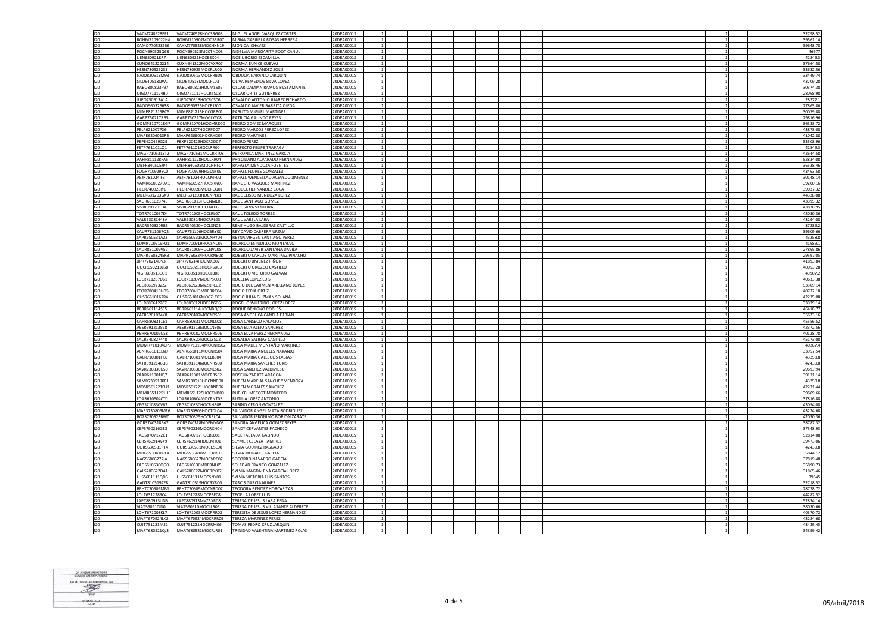| | | | | | | | | | | | | | | | | | |
|---|---|---|---|---|---|---|---|---|---|---|---|---|---|---|---|---|---|
| I20 | VACM740928PF1 | VACM740928HOCSRG03 | MIGUEL ANGEL VASQUEZ CORTES | 20DEA0001S | 1 | | | | | | | | | | 1 | | 32798.52 |
| I20 | ROHM7109022HA | ROHM710902MOCSRR07 | MIRNA GABRIELA ROSAS HERRERA | 20DEA0001S | 1 | | | | | | | | | | 1 | | 39561.14 |
| I20 | CAMO770528556 | CAXM770528MOCHXN19 | MONICA CHAVEZ | 20DEA0001S | 1 | | | | | | | | | | 1 | | 39648.78 |
| I20 | POCN690525Q68 | POCN690525MCCTND06 | NIDELVIA MARGARITA POOT CANUL | 20DEA0001S | 1 | | | | | | | | | | 1 | | 46677 |
| I20 | UEN6509218R7 | UENE650921HOCBSX04 | NOE UBORIO ESCAMILLA | 20DEA0001S | 1 | | | | | | | | | | 1 | | 42849.3 |
| I20 | CUNO641222214 | CUXN641222MOCVXR07 | NORMA EUNICE CUEVAS | 20DEA0001S | 1 | | | | | | | | | | 1 | | 37664.58 |
| I20 | HESN780925235 | HESN780925MOCRLR00 | NORMA HERNANDEZ SOLIS | 20DEA0001S | 1 | | | | | | | | | | 1 | | 33632.56 |
| I20 | NAJO820513M93 | NAJO820513MOCRRB09 | OBDULIA NARANJO JARQUIN | 20DEA0001S | 1 | | | | | | | | | | 1 | | 33449.74 |
| I20 | SILO640518QW1 | SILO640518MOCLPL03 | OLIVA REMEDIOS SILVA LOPEZ | 20DEA0001S | 1 | | | | | | | | | | 1 | | 43709.28 |
| I20 | RABO800823P97 | RABO800823HOCMSS02 | OSCAR DAMIAN RAMOS BUSTAMANTE | 20DEA0001S | 1 | | | | | | | | | | 1 | | 30374.38 |
| I20 | OIGO771117480 | OIGO771117HOCRTS08 | OSCAR ORTIZ GUTIERREZ | 20DEA0001S | 1 | | | | | | | | | | 1 | | 28068.98 |
| I20 | JUPO750613A1A | JUPO750613HOCRCS06 | OSVALDO ANTONIO JUAREZ PICHARDO | 20DEA0001S | 1 | | | | | | | | | | 1 | | 28272.1 |
| I20 | BAOO960326638 | BAOO960326HOCRJS00 | OSVALDO JAVIER BARRITA OJEDA | 20DEA0001S | 1 | | | | | | | | | | 1 | | 27865.86 |
| I20 | MIMP821215BC6 | MIMP821215HOCGRB01 | PABLITO MIGUEL MARTINEZ | 20DEA0001S | 1 | | | | | | | | | | 1 | | 30079.88 |
| I20 | GARP750217RB5 | GARP750217MOCLYT08 | PATRICIA GALINDO REYES | 20DEA0001S | 1 | | | | | | | | | | 1 | | 29816.96 |
| I20 | GOMP8107018G7 | GOMP810701HOCMRD00 | PEDRO GOMEZ MARQUEZ | 20DEA0001S | 1 | | | | | | | | | | 1 | | 36333.72 |
| I20 | PELP621007PX6 | PELP621007HOCRPD07 | PEDRO MARCOS PEREZ LOPEZ | 20DEA0001S | 1 | | | | | | | | | | 1 | | 43873.08 |
| I20 | MAPE6206013R5 | MAXP620601HOCRXD07 | PEDRO MARTINEZ | 20DEA0001S | 1 | | | | | | | | | | 1 | | 41042.88 |
| I20 | PEPE620429G29 | PEXP620429HOCRXD07 | PEDRO PEREZ | 20DEA0001S | 1 | | | | | | | | | | 1 | | 53508.96 |
| I20 | FETP761101LQ1 | FETP761101HOCLRR00 | PERFECTO FELIPE TRAPAGA | 20DEA0001S | 1 | | | | | | | | | | 1 | | 42849.3 |
| I20 | MAGP710531ST2 | MAGP710531MOCRRT08 | PETRONILA MARTINEZ GARCIA | 20DEA0001S | 1 | | | | | | | | | | 1 | | 42644.58 |
| I20 | AAHP811128FA5 | AAHP811128HOCLRR04 | PRISCILIANO ALVARADO HERNANDEZ | 20DEA0001S | 1 | | | | | | | | | | 1 | | 52834.08 |
| I20 | MEFR840505JP4 | MEFR840505MOCNNF07 | RAFAELA MENDOZA FUENTES | 20DEA0001S | 1 | | | | | | | | | | 1 | | 36538.46 |
| I20 | FOGR7109293C0 | FOGR710929HHGLNF05 | RAFAEL FLORES GONZALEZ | 20DEA0001S | 1 | | | | | | | | | | 1 | | 43463.58 |
| I20 | AEJR781024IF3 | AEJR781024HOCCMF02 | RAFAEL WENCESLAO ACEVEDO JIMENEZ | 20DEA0001S | 1 | | | | | | | | | | 1 | | 30148.14 |
| I20 | VAMR660527UA1 | VAMR660527HOCSRN03 | RANULFO VASQUEZ MARTINEZ | 20DEA0001S | 1 | | | | | | | | | | 1 | | 39200.16 |
| I20 | HECR740928IY6 | HECR740928MOCRCQ01 | RAQUEL HERNANDEZ COCA | 20DEA0001S | 1 | | | | | | | | | | 1 | | 39027.32 |
| I20 | MELR631203GX9 | MELR631203HOCNPL01 | RAUL ELISEO MENDOZA LOPEZ | 20DEA0001S | 1 | | | | | | | | | | 1 | | 44328.08 |
| I20 | SAGR651023746 | SAGR651023HOCNML05 | RAUL SANTIAGO GOMEZ | 20DEA0001S | 1 | | | | | | | | | | 1 | | 43395.32 |
| I20 | SIVR620120LUA | SIVR620120HOCLNL06 | RAUL SILVA VENTURA | 20DEA0001S | 1 | | | | | | | | | | 1 | | 43838.95 |
| I20 | TOTR7010057D4 | TOTR701005HOCLRL07 | RAUL TOLEDO TORRES | 20DEA0001S | 1 | | | | | | | | | | 1 | | 42030.36 |
| I20 | VALR6308144BA | VALR630814HOCRRL03 | RAUL VARELA LARA | 20DEA0001S | 1 | | | | | | | | | | 1 | | 43294.08 |
| I20 | BACR540320RB5 | BACR540320HOCLSN02 | RENE HUGO BALDERAS CASTILLO | 20DEA0001S | 1 | | | | | | | | | | 1 | | 37289.2 |
| I20 | CAUR7611067Q2 | CAUR761106HOCBRY00 | REY DAVID CABRERA URZUA | 20DEA0001S | 1 | | | | | | | | | | 1 | | 39609.66 |
| I20 | SAPR650531A23 | SAPR650531MOCNRY04 | REYNA VIRGEN SANTIAGO PEREZ | 20DEA0001S | 1 | | | | | | | | | | 1 | | 43258.8 |
| I20 | EUMR700919FU1 | EUMR700919HOCSNC05 | RICARDO ESTUDILLO MONTALVO | 20DEA0001S | 1 | | | | | | | | | | 1 | | 41689.1 |
| I20 | SADR851009V57 | SADR851009HOCNVC08 | RICARDO JAVIER SANTANA DAVILA | 20DEA0001S | 1 | | | | | | | | | | 1 | | 27865.86 |
| I20 | MAPR7503245K3 | MAPR750324HOCRNB08 | ROBERTO CARLOS MARTINEZ PINACHO | 20DEA0001S | 1 | | | | | | | | | | 1 | | 29597.05 |
| I20 | JIPR770214DV3 | JIPR770214HOCMXB07 | ROBERTO JIMENEZ PIÑON | 20DEA0001S | 1 | | | | | | | | | | 1 | | 41893.84 |
| I20 | OOCR650213L68 | OOCR650213HOCRSB03 | ROBERTO OROZCO CASTILLO | 20DEA0001S | 1 | | | | | | | | | | 1 | | 40053.28 |
| I20 | VIGR660513EU1 | VIGR660513HOCCLB08 | ROBERTO VICTORIO GALVAN | 20DEA0001S | 1 | | | | | | | | | | 1 | | 43907.2 |
| I20 | LOLR711207D61 | LOLR711207MOCPSC08 | ROCELIA LOPEZ LUIS | 20DEA0001S | 1 | | | | | | | | | | 1 | | 40633.38 |
| I20 | AELR6609232Z2 | AELR660923MVZRPC02 | ROCIO DEL CARMEN ARELLANO LOPEZ | 20DEA0001S | 1 | | | | | | | | | | 1 | | 53509.14 |
| I20 | FEOR780413UD5 | FEOR780413MDFRRC04 | ROCIO FERIA ORTIZ | 20DEA0001S | 1 | | | | | | | | | | 1 | | 40732.18 |
| I20 | GUSR6510162R4 | GUSR651016MOCZLC03 | ROCIO JULIA GUZMAN SOLANA | 20DEA0001S | 1 | | | | | | | | | | 1 | | 42235.08 |
| I20 | LOLR880612287 | LOLR880612HOCPPG06 | ROGELIO WILFRIDO LOPEZ LOPEZ | 20DEA0001S | 1 | | | | | | | | | | 1 | | 33979.14 |
| I20 | BERR661114SE5 | BERR661114HOCNBQ02 | ROQUE BENIGNO ROBLES | 20DEA0001S | 1 | | | | | | | | | | 1 | | 46418.77 |
| I20 | CAFR6201074X8 | CAFR620107MOCNBS01 | ROSA ANGELICA CANELA FABIAN | 20DEA0001S | 1 | | | | | | | | | | 1 | | 35623.16 |
| I20 | CAPR580831161 | CAPR580831MOCNLS08 | ROSA CANSECO PALACIOS | 20DEA0001S | 1 | | | | | | | | | | 1 | | 45556.52 |
| I20 | AESR691213598 | AESR691213MOCLNS09 | ROSA ELIA ALEJO SANCHEZ | 20DEA0001S | 1 | | | | | | | | | | 1 | | 42372.56 |
| I20 | PEHR670102NS8 | PEHR670102MOCRRS06 | ROSA ELVA PEREZ HERNANDEZ | 20DEA0001S | 1 | | | | | | | | | | 1 | | 40128.78 |
| I20 | SACR540827448 | SACR540827MOCLSS02 | ROSALBA SALINAS CASTILLO | 20DEA0001S | 1 | | | | | | | | | | 1 | | 45173.08 |
| I20 | MOMR710104EP3 | MOMR710104MOCNRS02 | ROSA MADEL MONTAÑO MARTINEZ | 20DEA0001S | 1 | | | | | | | | | | 1 | | 40267.4 |
| I20 | AENR661011LM9 | AENR661011MOCNRS04 | ROSA MARIA ANGELES NARANJO | 20DEA0001S | 1 | | | | | | | | | | 1 | | 33957.54 |
| I20 | GALR710301FK6 | GALR710301MOCLBS04 | ROSA MARIA GALLEGOS LABIAS | 20DEA0001S | 1 | | | | | | | | | | 1 | | 43258.8 |
| I20 | SATR6912146Q8 | SATR691214MOCNRS00 | ROSA MARIA SANCHEZ TORIS | 20DEA0001S | 1 | | | | | | | | | | 1 | | 42439.8 |
| I20 | SAVR730830U50 | SAVR730830MOCNLS02 | ROSA SANCHEZ VALDIVIESO | 20DEA0001S | 1 | | | | | | | | | | 1 | | 29693.94 |
| I20 | ZAAR611001IQ7 | ZAAR611001MOCRRS02 | ROSELIA ZARATE ARAGON | 20DEA0001S | 1 | | | | | | | | | | 1 | | 39131.14 |
| I20 | SAMR730519K81 | SAMR730519HOCNNB00 | RUBEN MARCIAL SANCHEZ MENDOZA | 20DEA0001S | 1 | | | | | | | | | | 1 | | 43258.8 |
| I20 | MOSR561221FU1 | MOSR561221HOCRNB06 | RUBEN MORALES SANCHEZ | 20DEA0001S | 1 | | | | | | | | | | 1 | | 42271.44 |
| I20 | MEMR651125IH5 | MEMR651125HOCCNB09 | RUBICEL MECOTT MONTERO | 20DEA0001S | 1 | | | | | | | | | | 1 | | 39609.66 |
| I20 | LOAR670604CT0 | LOAR670604MOCPNT05 | RUTILIA LOPEZ ANTONIO | 20DEA0001S | 1 | | | | | | | | | | 1 | | 37816.88 |
| I20 | CEGS710830V62 | CEGS710830HOCRNB08 | SABINO CERON GONZALEZ | 20DEA0001S | 1 | | | | | | | | | | 1 | | 43054.08 |
| I20 | MARS730806MF6 | MARS730806HOCTDL04 | SALVADOR ANGEL MATA RODRIGUEZ | 20DEA0001S | 1 | | | | | | | | | | 1 | | 43224.68 |
| I20 | BOZS750625BW0 | BOZS750625HOCRRL04 | SALVADOR JERONIMO BORJON ZARATE | 20DEA0001S | 1 | | | | | | | | | | 1 | | 42030.36 |
| I20 | GORS740318BX7 | GORS740318MDFMYN03 | SANDRA ANGELICA GOMEZ REYES | 20DEA0001S | 1 | | | | | | | | | | 1 | | 38787.32 |
| I20 | CEPS790216GE3 | CEPS790216MOCRCN04 | SANDY CERVANTES PACHECO | 20DEA0001S | 1 | | | | | | | | | | 1 | | 37548.93 |
| I20 | TAGS870717ZC1 | TAGS870717HOCBLL01 | SAUL TABLADA GALINDO | 20DEA0001S | 1 | | | | | | | | | | 1 | | 52834.08 |
| I20 | CERS760914V49 | CERS760914HOCLMY01 | SEYMER CELAYA RAMIREZ | 20DEA0001S | 1 | | | | | | | | | | 1 | | 39473.06 |
| I20 | GORS630531PT4 | GORS630531MOCDSL00 | SILVIA GODINEZ RASGADO | 20DEA0001S | 1 | | | | | | | | | | 1 | | 42439.8 |
| I20 | MOGS5304189F4 | MOGS530418MOCRRL05 | SILVIA MORALES GARCIA | 20DEA0001S | 1 | | | | | | | | | | 1 | | 35844.12 |
| I20 | NAGS6806277IA | NAGS680627MOCVRC07 | SOCORRO NAVARRO GARCIA | 20DEA0001S | 1 | | | | | | | | | | 1 | | 37819.48 |
| I20 | FAGS610530QG0 | FAGS610530MDFRNL05 | SOLEDAD FRANCO GONZALEZ | 20DEA0001S | 1 | | | | | | | | | | 1 | | 35890.73 |
| I20 | GALS700622D4A | GALS700622MOCRPY07 | SYLVIA MAGDALENA GARCIA LOPEZ | 20DEA0001S | 1 | | | | | | | | | | 1 | | 31865.46 |
| I20 | LUSS681111QD6 | LUSS681111MOCSNY01 | SYLVIA VICTORIA LUIS SANTOS | 20DEA0001S | 1 | | | | | | | | | | 1 | | 39645 |
| I20 | GANT8105197E8 | GANT810519HOCRXR00 | TARCIS GARCIA NUÑEZ | 20DEA0001S | 1 | | | | | | | | | | 1 | | 32718.52 |
| I20 | BEHT770609MB1 | BEHT770609MOCNRD07 | TEODORA BENITEZ HORCASITAS | 20DEA0001S | 1 | | | | | | | | | | 1 | | 28728.72 |
| I20 | LOLT6312289C4 | LOLT631228MOCPSF08 | TEOFILA LOPEZ LUIS | 20DEA0001S | 1 | | | | | | | | | | 1 | | 44282.52 |
| I20 | LAPT880913UN6 | LAPT880913MVZRXR08 | TERESA DE JESUS LARA PEÑA | 20DEA0001S | 1 | | | | | | | | | | 1 | | 52834.14 |
| I20 | VIAT590910ID0 | VIAT590910MOCLLR06 | TERESA DE JESUS VILLASANTE ALDERETE | 20DEA0001S | 1 | | | | | | | | | | 1 | | 38030.66 |
| I20 | LOHT671003KL7 | LOHT671003MOCPRR02 | TERESITA DE JESUS LOPEZ HERNANDEZ | 20DEA0001S | 1 | | | | | | | | | | 1 | | 40370.72 |
| I20 | MAPT670924LK2 | MAPT670924MOCRRR09 | TEREZA MARTINEZ PEREZ | 20DEA0001S | 1 | | | | | | | | | | 1 | | 43224.68 |
| I20 | CUJT751221MS1 | CUJT751221HOCRRM06 | TOMAS PEDRO CRUZ JARQUIN | 20DEA0001S | 1 | | | | | | | | | | 1 | | 43429.45 |
| I20 | MART680521QJ3 | MART680521MOCRJR01 | TRINIDAD VALENTINA MARTINEZ ROJAS | 20DEA0001S | 1 | | | | | | | | | | 1 | | 34399.42 |

C.P. HUGO GUZMAN REYES
JEFE DE LA UNIDAD ADMINISTRATIVA
FIRMA
05/ABRIL/2018
FECHA

05/abril/2018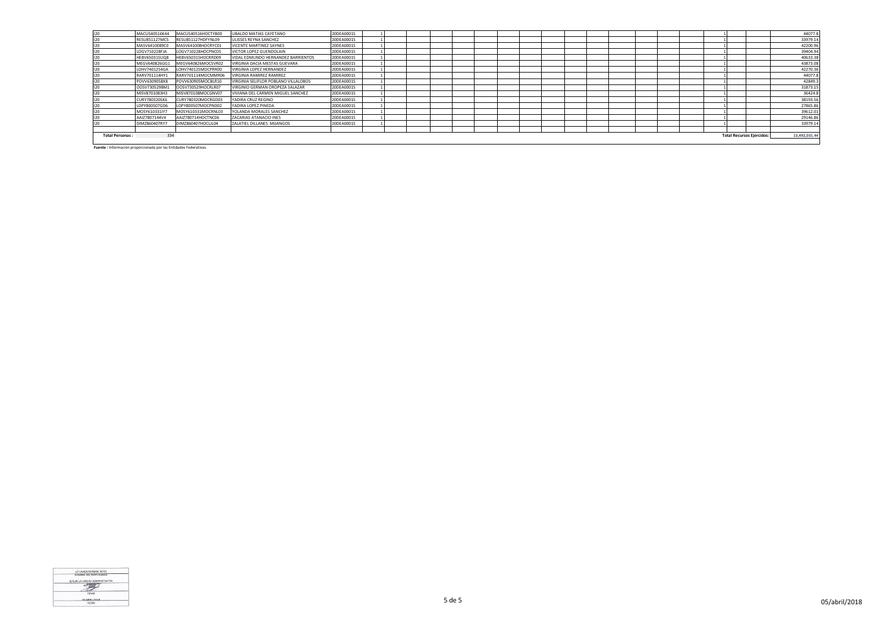| | | | | | | | | | | | | | | | | | | | | | | | |
|---|---|---|---|---|---|---|---|---|---|---|---|---|---|---|---|---|---|---|---|---|---|---|---|
| I20 | MACU540516K44 | MACU540516HOCTYB00 | UBALDO MATIAS CAYETANO | 20DEA0001S | 1 | | | | | | | | | | | | | | | 1 | | | 44077.8 |
| I20 | RESU851127MC5 | RESU851127HDFYNL09 | ULISES REYNA SANCHEZ | 20DEA0001S | 1 | | | | | | | | | | | | | | | 1 | | | 33979.14 |
| I20 | MASV6410089C0 | MASV641008HOCRYC01 | VICENTE MARTINEZ SAYNES | 20DEA0001S | 1 | | | | | | | | | | | | | | | 1 | | | 42200.96 |
| I20 | LOGV710228FJA | LOGV710228HOCPNC05 | VICTOR LOPEZ GUENDOLAIN | 20DEA0001S | 1 | | | | | | | | | | | | | | | 1 | | | 39404.94 |
| I20 | HEBV650315UQ8 | HEBV650315HOCRRD09 | VIDAL EDMUNDO HERNANDEZ BARRIENTOS | 20DEA0001S | 1 | | | | | | | | | | | | | | | 1 | | | 40633.38 |
| I20 | MEGV640826GG1 | MEGV640826MOCSVR02 | VIRGINIA DACIA MESTAS GUEVARA | 20DEA0001S | 1 | | | | | | | | | | | | | | | 1 | | | 43873.08 |
| I20 | LOHV7401254GA | LOHV740125MOCPRR00 | VIRGINIA LOPEZ HERNANDEZ | 20DEA0001S | 1 | | | | | | | | | | | | | | | 1 | | | 42270.36 |
| I20 | RARV701114HY1 | RARV701114MOCMMR06 | VIRGINIA RAMIREZ RAMIREZ | 20DEA0001S | 1 | | | | | | | | | | | | | | | 1 | | | 44077.8 |
| I20 | POVV6309058K8 | POVV630905MOCBLR10 | VIRGINIA SELIFLOR POBLANO VILLALOBOS | 20DEA0001S | 1 | | | | | | | | | | | | | | | 1 | | | 42849.3 |
| I20 | OOSV7305298M1 | OOSV730529HOCRLR07 | VIRGINIO GERMAN OROPEZA SALAZAR | 20DEA0001S | 1 | | | | | | | | | | | | | | | 1 | | | 31873.15 |
| I20 | MISV8701083H3 | MISV870108MOCGNV07 | VIVIANA DEL CARMEN MIGUEL SANCHEZ | 20DEA0001S | 1 | | | | | | | | | | | | | | | 1 | | | 36424.8 |
| I20 | CURY780320SK6 | CURY780320MOCRGD03 | YADIRA CRUZ REGINO | 20DEA0001S | 1 | | | | | | | | | | | | | | | 1 | | | 38193.56 |
| I20 | LOPY800507GD6 | LOPY800507MOCPND02 | YADIRA LOPEZ PINEDA | 20DEA0001S | 1 | | | | | | | | | | | | | | | 1 | | | 27865.86 |
| I20 | MOSY610331IY7 | MOSY610331MOCRNL03 | YOLANDA MORALES SANCHEZ | 20DEA0001S | 1 | | | | | | | | | | | | | | | 1 | | | 39612.01 |
| I20 | AAIZ7807144V4 | AAIZ780714HOCTNC06 | ZACARIAS ATANACIO INES | 20DEA0001S | 1 | | | | | | | | | | | | | | | 1 | | | 29146.86 |
| I20 | DIMZ860407RY7 | DIMZ860407HOCLJL04 | ZALATIEL DILLANES MIJANGOS | 20DEA0001S | 1 | | | | | | | | | | | | | | | 1 | | | 33979.14 |
| **Total Personas :** | 334 | | | | | | | | | | | | | | | | | | | | **Total Recursos Ejercidos:** | | 13,492,031.44 |

**Fuente :** Información proporcionada por las Entidades Federativas.

C.P. LAURA ... REYES
JEFE DE LA UNIDAD ADMINISTRATIVA
FIRMA
05/abril/2018
FECHA